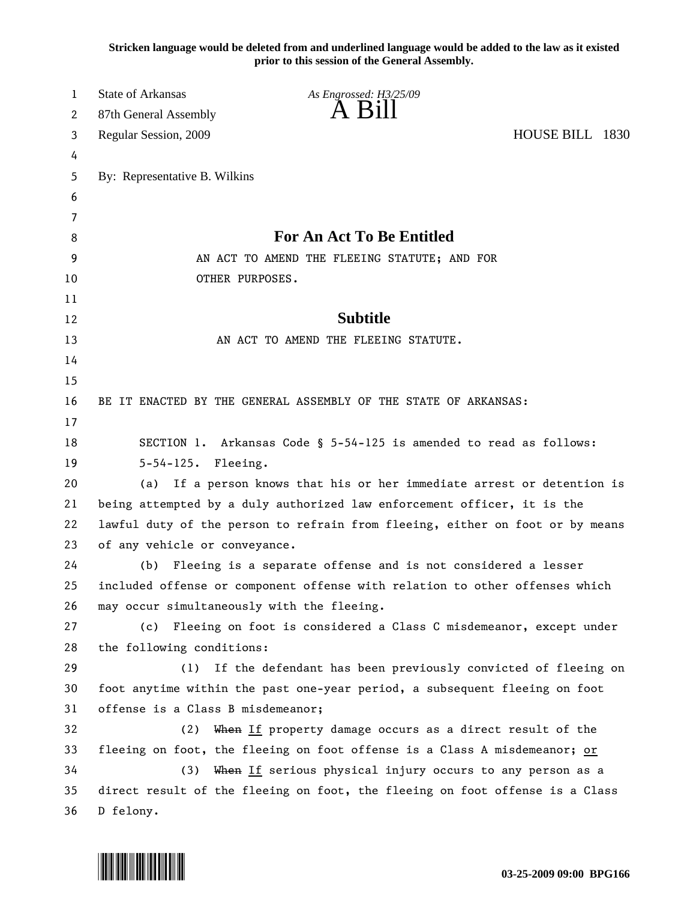**Stricken language would be deleted from and underlined language would be added to the law as it existed prior to this session of the General Assembly.**

State of Arkansas
87th General Assembly
Regular Session, 2009

*As Engrossed: H3/25/09*

# A Bill

HOUSE BILL 1830

By: Representative B. Wilkins

## For An Act To Be Entitled

AN ACT TO AMEND THE FLEEING STATUTE; AND FOR OTHER PURPOSES.

## Subtitle

AN ACT TO AMEND THE FLEEING STATUTE.

BE IT ENACTED BY THE GENERAL ASSEMBLY OF THE STATE OF ARKANSAS:

SECTION 1. Arkansas Code § 5-54-125 is amended to read as follows:

5-54-125. Fleeing.

(a) If a person knows that his or her immediate arrest or detention is being attempted by a duly authorized law enforcement officer, it is the lawful duty of the person to refrain from fleeing, either on foot or by means of any vehicle or conveyance.

(b) Fleeing is a separate offense and is not considered a lesser included offense or component offense with relation to other offenses which may occur simultaneously with the fleeing.

(c) Fleeing on foot is considered a Class C misdemeanor, except under the following conditions:

(1) If the defendant has been previously convicted of fleeing on foot anytime within the past one-year period, a subsequent fleeing on foot offense is a Class B misdemeanor;

(2) ~~When~~ <u>If</u> property damage occurs as a direct result of the fleeing on foot, the fleeing on foot offense is a Class A misdemeanor; <u>or</u>

(3) ~~When~~ <u>If</u> serious physical injury occurs to any person as a direct result of the fleeing on foot, the fleeing on foot offense is a Class D felony.

03-25-2009 09:00 BPG166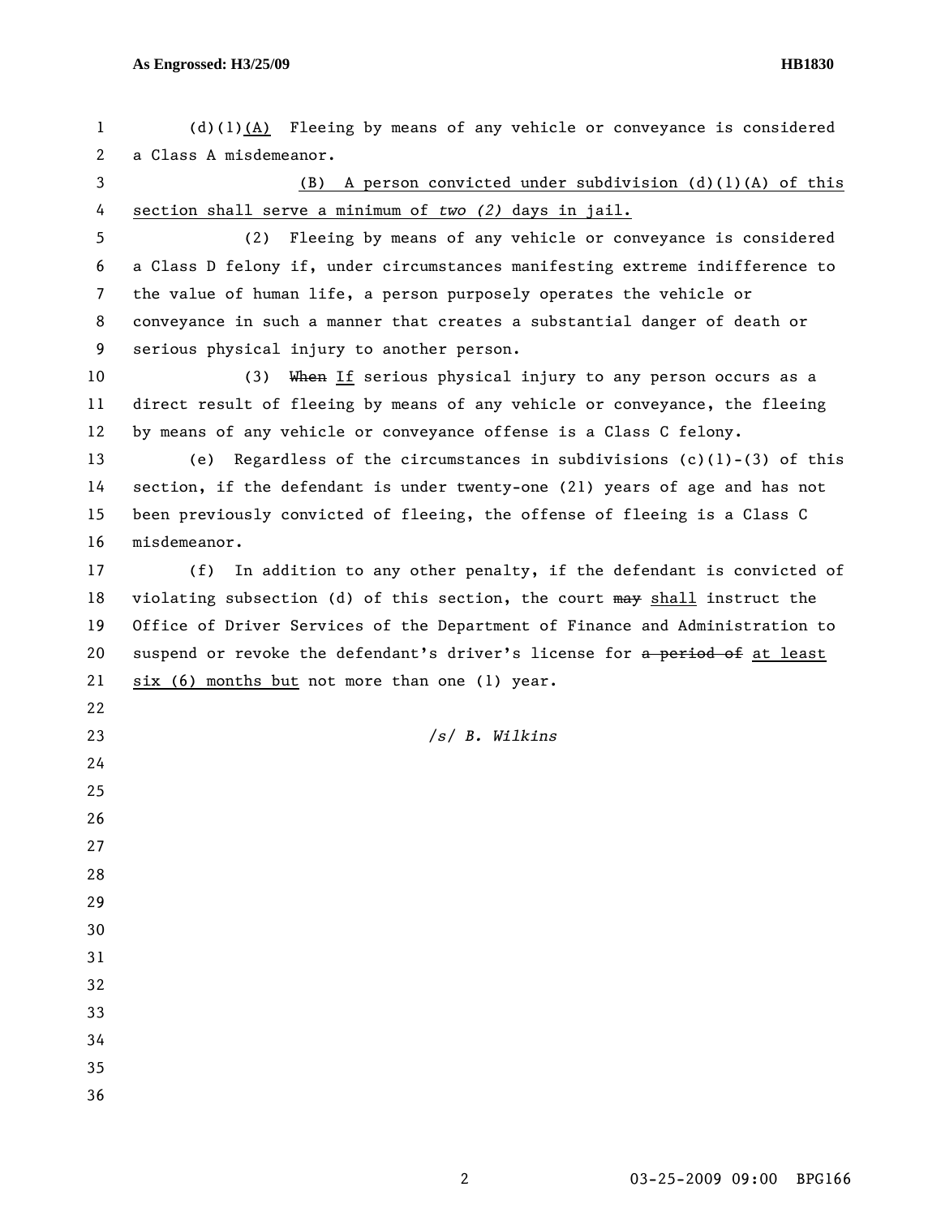(d)(1)<u>(A)</u> Fleeing by means of any vehicle or conveyance is considered a Class A misdemeanor.

<u>(B) A person convicted under subdivision (d)(1)(A) of this section shall serve a minimum of *two (2)* days in jail.</u>

(2) Fleeing by means of any vehicle or conveyance is considered a Class D felony if, under circumstances manifesting extreme indifference to the value of human life, a person purposely operates the vehicle or conveyance in such a manner that creates a substantial danger of death or serious physical injury to another person.

(3) ~~When~~ <u>If</u> serious physical injury to any person occurs as a direct result of fleeing by means of any vehicle or conveyance, the fleeing by means of any vehicle or conveyance offense is a Class C felony.

(e) Regardless of the circumstances in subdivisions (c)(1)-(3) of this section, if the defendant is under twenty-one (21) years of age and has not been previously convicted of fleeing, the offense of fleeing is a Class C misdemeanor.

(f) In addition to any other penalty, if the defendant is convicted of violating subsection (d) of this section, the court ~~may~~ <u>shall</u> instruct the Office of Driver Services of the Department of Finance and Administration to suspend or revoke the defendant's driver's license for ~~a period of~~ <u>at least six (6) months but</u> not more than one (1) year.

*/s/ B. Wilkins*